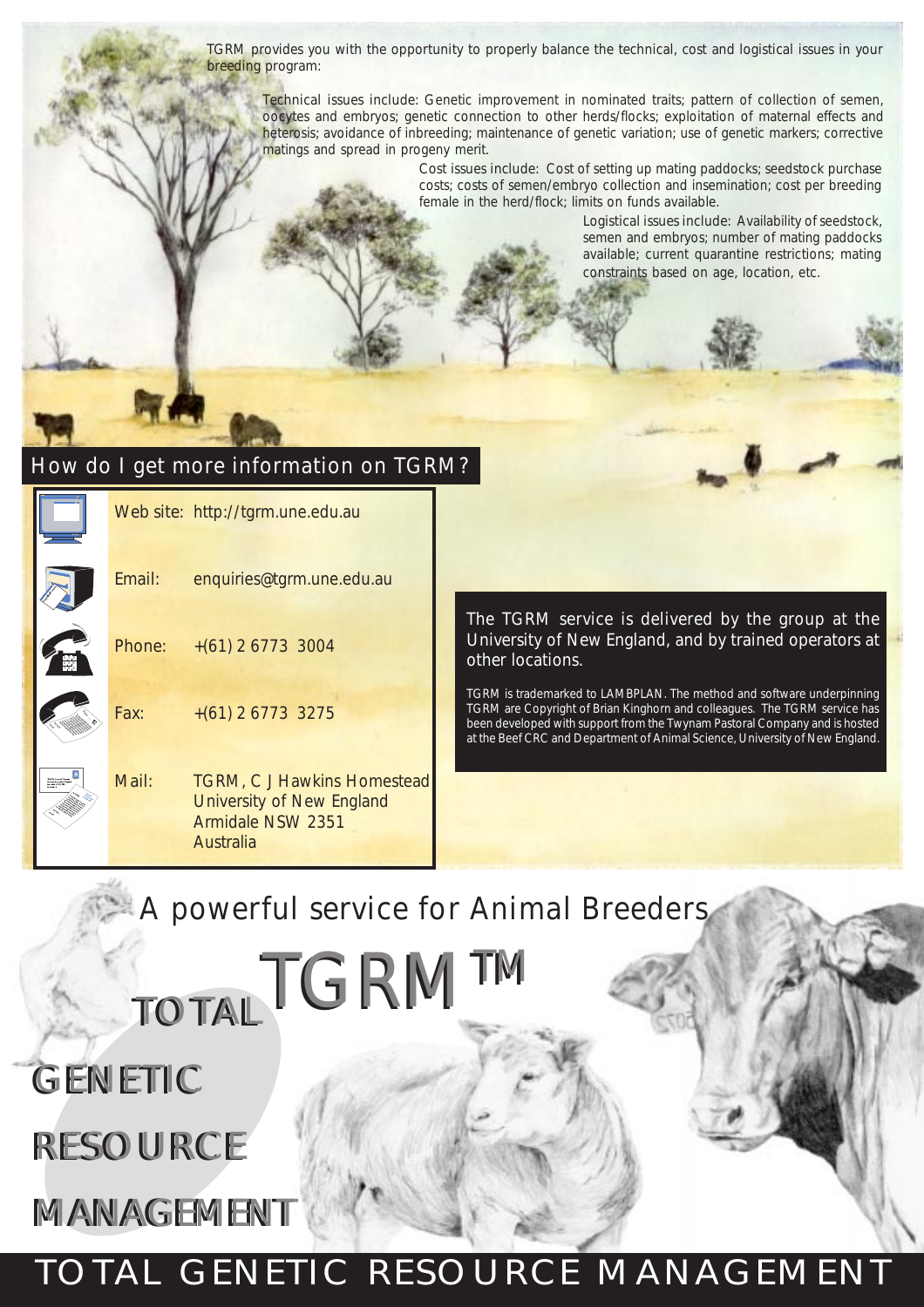TGRM provides you with the opportunity to properly balance the technical, cost and logistical issues in your breeding program:

Technical issues include: Genetic improvement in nominated traits; pattern of collection of semen, oocytes and embryos; genetic connection to other herds/flocks; exploitation of maternal effects and heterosis; avoidance of inbreeding; maintenance of genetic variation; use of genetic markers; corrective matings and spread in progeny merit.

Cost issues include: Cost of setting up mating paddocks; seedstock purchase costs; costs of semen/embryo collection and insemination; cost per breeding female in the herd/flock; limits on funds available.

Logistical issues include: Availability of seedstock, semen and embryos; number of mating paddocks available; current quarantine restrictions; mating constraints based on age, location, etc.

## How do I get more information on TGRM?

Web site: http://tgrm.une.edu.au

Email: enquiries@tgrm.une.edu.au

Phone: +(61) 2 6773 3004

Fax: +(61) 2 6773 3275

Mail: TGRM, C J Hawkins Homestead
University of New England
Armidale NSW 2351
Australia

The TGRM service is delivered by the group at the University of New England, and by trained operators at other locations.

TGRM is trademarked to LAMBPLAN. The method and software underpinning TGRM are Copyright of Brian Kinghorn and colleagues. The TGRM service has been developed with support from the Twynam Pastoral Company and is hosted at the Beef CRC and Department of Animal Science, University of New England.

A powerful service for Animal Breeders

# TGRM™

TOTAL
GENETIC
RESOURCE
MANAGEMENT

# TOTAL GENETIC RESOURCE MANAGEMENT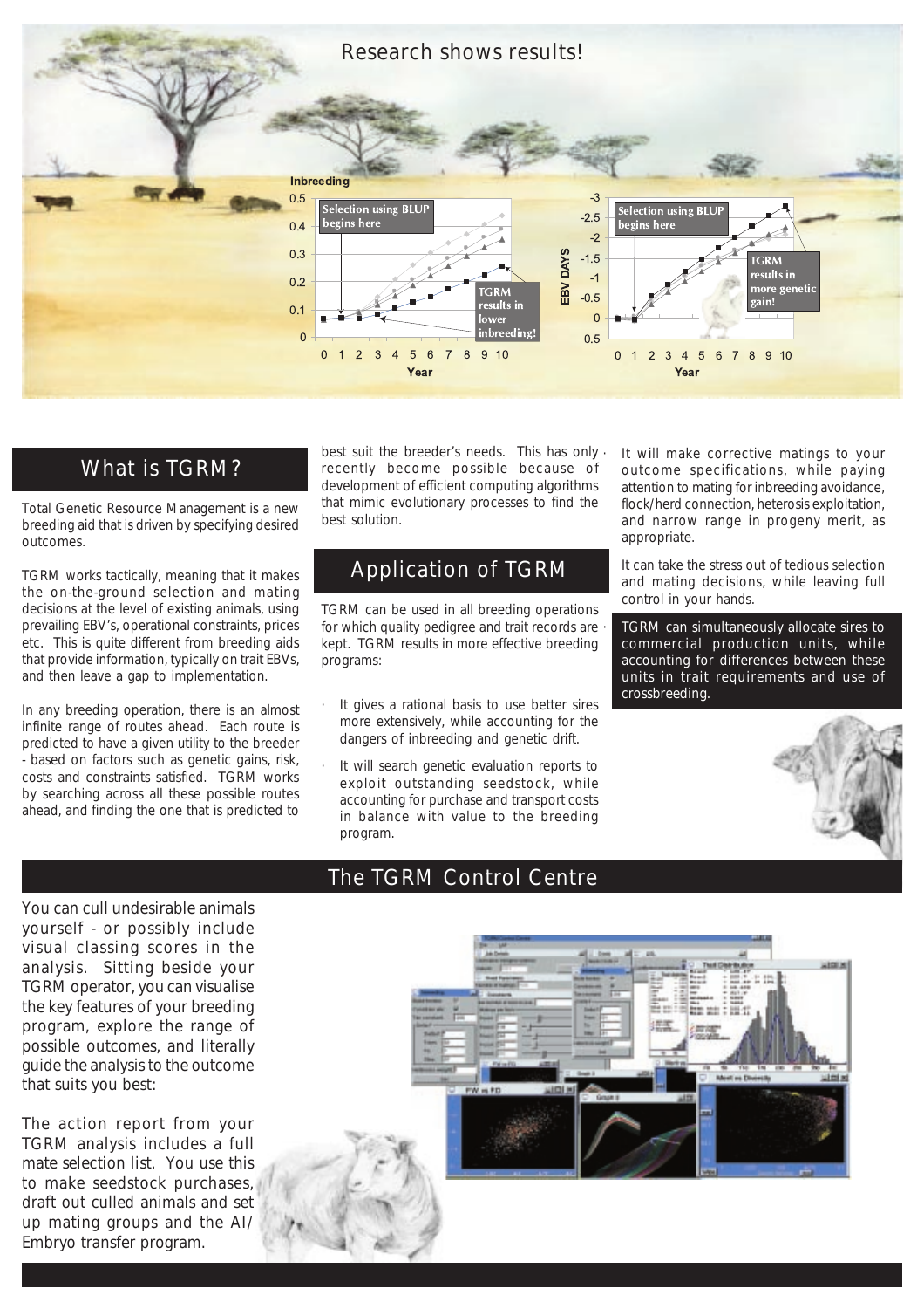# Research shows results!

Inbreeding

0.5
0.4
0.3
0.2
0.1
0

0 1 2 3 4 5 6 7 8 9 10

Year

Selection using BLUP begins here

TGRM results in lower inbreeding!

EBV DAYS

-3
-2.5
-2
-1.5
-1
-0.5
0
0.5

0 1 2 3 4 5 6 7 8 9 10

Year

Selection using BLUP begins here

TGRM results in more genetic gain!

## What is TGRM?

Total Genetic Resource Management is a new breeding aid that is driven by specifying desired outcomes.

TGRM works tactically, meaning that it makes the on-the-ground selection and mating decisions at the level of existing animals, using prevailing EBV's, operational constraints, prices etc. This is quite different from breeding aids that provide information, typically on trait EBVs, and then leave a gap to implementation.

In any breeding operation, there is an almost infinite range of routes ahead. Each route is predicted to have a given utility to the breeder - based on factors such as genetic gains, risk, costs and constraints satisfied. TGRM works by searching across all these possible routes ahead, and finding the one that is predicted to best suit the breeder's needs. This has only recently become possible because of development of efficient computing algorithms that mimic evolutionary processes to find the best solution.

## Application of TGRM

TGRM can be used in all breeding operations for which quality pedigree and trait records are kept. TGRM results in more effective breeding programs:

- It gives a rational basis to use better sires more extensively, while accounting for the dangers of inbreeding and genetic drift.
- It will search genetic evaluation reports to exploit outstanding seedstock, while accounting for purchase and transport costs in balance with value to the breeding program.
- It will make corrective matings to your outcome specifications, while paying attention to mating for inbreeding avoidance, flock/herd connection, heterosis exploitation, and narrow range in progeny merit, as appropriate.
- It can take the stress out of tedious selection and mating decisions, while leaving full control in your hands.

TGRM can simultaneously allocate sires to commercial production units, while accounting for differences between these units in trait requirements and use of crossbreeding.

## The TGRM Control Centre

You can cull undesirable animals yourself - or possibly include visual classing scores in the analysis. Sitting beside your TGRM operator, you can visualise the key features of your breeding program, explore the range of possible outcomes, and literally guide the analysis to the outcome that suits you best:

The action report from your TGRM analysis includes a full mate selection list. You use this to make seedstock purchases, draft out culled animals and set up mating groups and the AI/ Embryo transfer program.